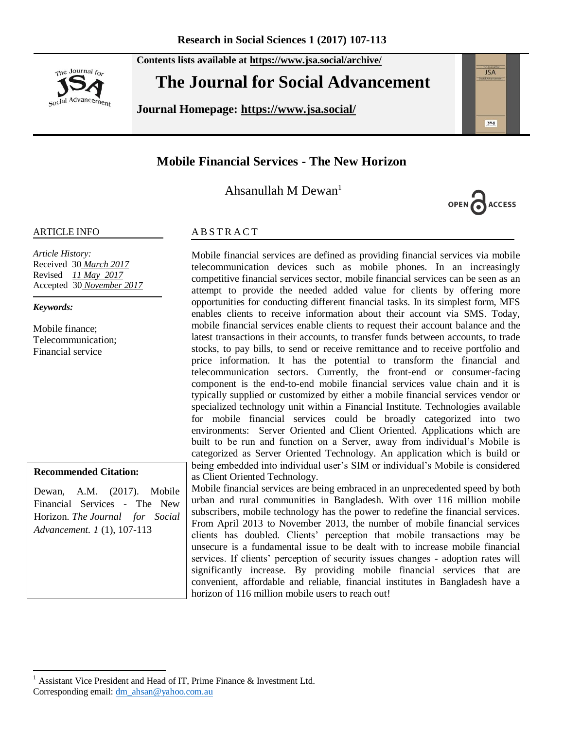Contents lists available at https://www.jsa.social/archive/

**The Journal for Social Advancement**

**Journal Homepage: https://www.jsa.social/**

# Mobile Financial Services - The New Horizon

Ahsanullah M Dewan[1]

OPEN ACCESS

## ARTICLE INFO

*Article History:*
Received 30 March 2017
Revised 11 May 2017
Accepted 30 November 2017

***Keywords:***

Mobile finance;
Telecommunication;
Financial service

**Recommended Citation:**

Dewan, A.M. (2017). Mobile Financial Services - The New Horizon. *The Journal for Social Advancement. 1* (1), 107-113

## ABSTRACT

Mobile financial services are defined as providing financial services via mobile telecommunication devices such as mobile phones. In an increasingly competitive financial services sector, mobile financial services can be seen as an attempt to provide the needed added value for clients by offering more opportunities for conducting different financial tasks. In its simplest form, MFS enables clients to receive information about their account via SMS. Today, mobile financial services enable clients to request their account balance and the latest transactions in their accounts, to transfer funds between accounts, to trade stocks, to pay bills, to send or receive remittance and to receive portfolio and price information. It has the potential to transform the financial and telecommunication sectors. Currently, the front-end or consumer-facing component is the end-to-end mobile financial services value chain and it is typically supplied or customized by either a mobile financial services vendor or specialized technology unit within a Financial Institute. Technologies available for mobile financial services could be broadly categorized into two environments: Server Oriented and Client Oriented. Applications which are built to be run and function on a Server, away from individual's Mobile is categorized as Server Oriented Technology. An application which is build or being embedded into individual user's SIM or individual's Mobile is considered as Client Oriented Technology.

Mobile financial services are being embraced in an unprecedented speed by both urban and rural communities in Bangladesh. With over 116 million mobile subscribers, mobile technology has the power to redefine the financial services. From April 2013 to November 2013, the number of mobile financial services clients has doubled. Clients' perception that mobile transactions may be unsecure is a fundamental issue to be dealt with to increase mobile financial services. If clients' perception of security issues changes - adoption rates will significantly increase. By providing mobile financial services that are convenient, affordable and reliable, financial institutes in Bangladesh have a horizon of 116 million mobile users to reach out!

---

[1] Assistant Vice President and Head of IT, Prime Finance & Investment Ltd.
Corresponding email: dm_ahsan@yahoo.com.au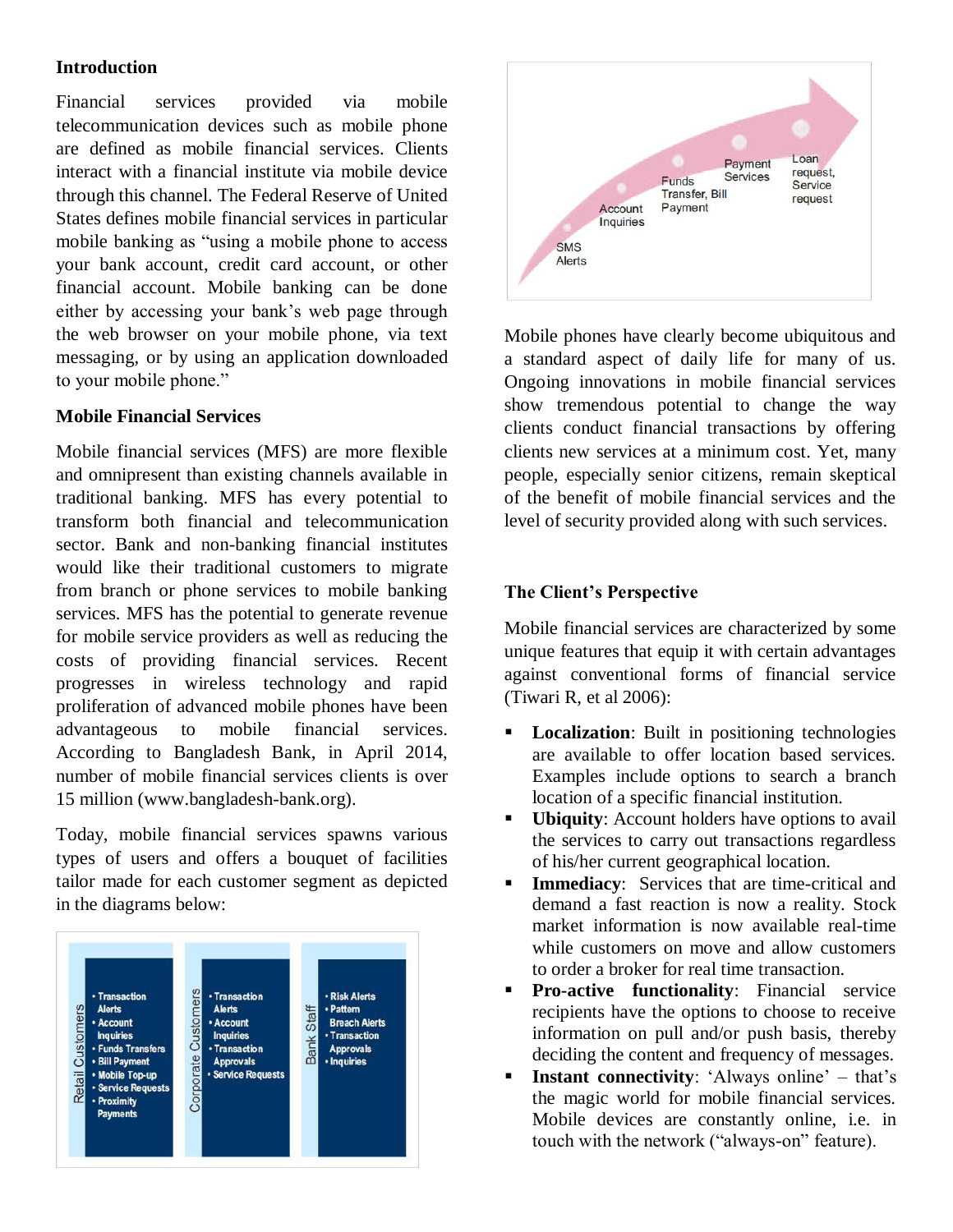## Introduction

Financial services provided via mobile telecommunication devices such as mobile phone are defined as mobile financial services. Clients interact with a financial institute via mobile device through this channel. The Federal Reserve of United States defines mobile financial services in particular mobile banking as "using a mobile phone to access your bank account, credit card account, or other financial account. Mobile banking can be done either by accessing your bank's web page through the web browser on your mobile phone, via text messaging, or by using an application downloaded to your mobile phone."

## Mobile Financial Services

Mobile financial services (MFS) are more flexible and omnipresent than existing channels available in traditional banking. MFS has every potential to transform both financial and telecommunication sector. Bank and non-banking financial institutes would like their traditional customers to migrate from branch or phone services to mobile banking services. MFS has the potential to generate revenue for mobile service providers as well as reducing the costs of providing financial services. Recent progresses in wireless technology and rapid proliferation of advanced mobile phones have been advantageous to mobile financial services. According to Bangladesh Bank, in April 2014, number of mobile financial services clients is over 15 million (www.bangladesh-bank.org).

Today, mobile financial services spawns various types of users and offers a bouquet of facilities tailor made for each customer segment as depicted in the diagrams below:

| Retail Customers | Corporate Customers | Bank Staff |
|---|---|---|
| • Transaction Alerts<br>• Account Inquiries<br>• Funds Transfers<br>• Bill Payment<br>• Mobile Top-up<br>• Service Requests<br>• Proximity Payments | • Transaction Alerts<br>• Account Inquiries<br>• Transaction Approvals<br>• Service Requests | • Risk Alerts<br>• Pattern Breach Alerts<br>• Transaction Approvals<br>• Inquiries |

SMS Alerts → Account Inquiries → Funds Transfer, Bill Payment → Payment Services → Loan request, Service request

Mobile phones have clearly become ubiquitous and a standard aspect of daily life for many of us. Ongoing innovations in mobile financial services show tremendous potential to change the way clients conduct financial transactions by offering clients new services at a minimum cost. Yet, many people, especially senior citizens, remain skeptical of the benefit of mobile financial services and the level of security provided along with such services.

## The Client's Perspective

Mobile financial services are characterized by some unique features that equip it with certain advantages against conventional forms of financial service (Tiwari R, et al 2006):

- **Localization**: Built in positioning technologies are available to offer location based services. Examples include options to search a branch location of a specific financial institution.
- **Ubiquity**: Account holders have options to avail the services to carry out transactions regardless of his/her current geographical location.
- **Immediacy**: Services that are time-critical and demand a fast reaction is now a reality. Stock market information is now available real-time while customers on move and allow customers to order a broker for real time transaction.
- **Pro-active functionality**: Financial service recipients have the options to choose to receive information on pull and/or push basis, thereby deciding the content and frequency of messages.
- **Instant connectivity**: 'Always online' – that's the magic world for mobile financial services. Mobile devices are constantly online, i.e. in touch with the network ("always-on" feature).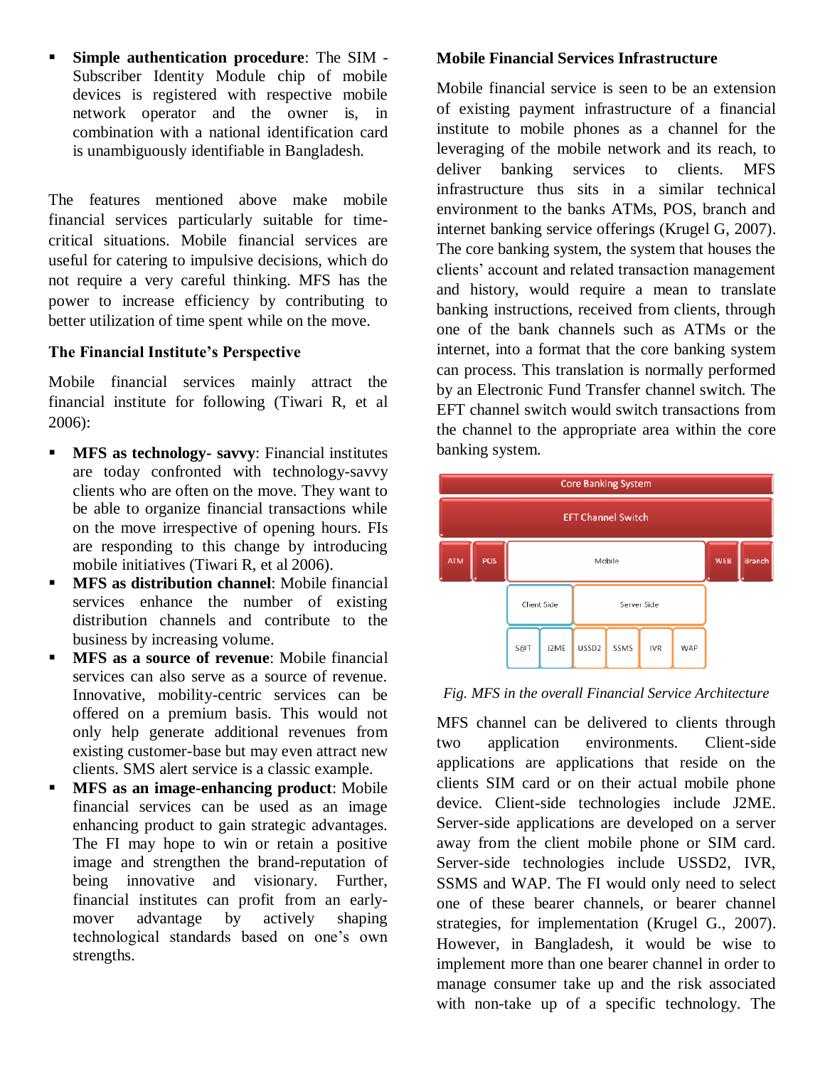- **Simple authentication procedure**: The SIM - Subscriber Identity Module chip of mobile devices is registered with respective mobile network operator and the owner is, in combination with a national identification card is unambiguously identifiable in Bangladesh.

The features mentioned above make mobile financial services particularly suitable for time-critical situations. Mobile financial services are useful for catering to impulsive decisions, which do not require a very careful thinking. MFS has the power to increase efficiency by contributing to better utilization of time spent while on the move.

### The Financial Institute's Perspective

Mobile financial services mainly attract the financial institute for following (Tiwari R, et al 2006):

- **MFS as technology- savvy**: Financial institutes are today confronted with technology-savvy clients who are often on the move. They want to be able to organize financial transactions while on the move irrespective of opening hours. FIs are responding to this change by introducing mobile initiatives (Tiwari R, et al 2006).
- **MFS as distribution channel**: Mobile financial services enhance the number of existing distribution channels and contribute to the business by increasing volume.
- **MFS as a source of revenue**: Mobile financial services can also serve as a source of revenue. Innovative, mobility-centric services can be offered on a premium basis. This would not only help generate additional revenues from existing customer-base but may even attract new clients. SMS alert service is a classic example.
- **MFS as an image-enhancing product**: Mobile financial services can be used as an image enhancing product to gain strategic advantages. The FI may hope to win or retain a positive image and strengthen the brand-reputation of being innovative and visionary. Further, financial institutes can profit from an early-mover advantage by actively shaping technological standards based on one's own strengths.

### Mobile Financial Services Infrastructure

Mobile financial service is seen to be an extension of existing payment infrastructure of a financial institute to mobile phones as a channel for the leveraging of the mobile network and its reach, to deliver banking services to clients. MFS infrastructure thus sits in a similar technical environment to the banks ATMs, POS, branch and internet banking service offerings (Krugel G, 2007). The core banking system, the system that houses the clients' account and related transaction management and history, would require a mean to translate banking instructions, received from clients, through one of the bank channels such as ATMs or the internet, into a format that the core banking system can process. This translation is normally performed by an Electronic Fund Transfer channel switch. The EFT channel switch would switch transactions from the channel to the appropriate area within the core banking system.

| Core Banking System | | | | | | |
|---|---|---|---|---|---|---|
| EFT Channel Switch | | | | | | |
| ATM | POS | Mobile | | | WEB | Branch |
| | | Client Side | Server Side | | | |
| | | S@T, J2ME | USSD2, SSMS, IVR, WAP | | | |

*Fig. MFS in the overall Financial Service Architecture*

MFS channel can be delivered to clients through two application environments. Client-side applications are applications that reside on the clients SIM card or on their actual mobile phone device. Client-side technologies include J2ME. Server-side applications are developed on a server away from the client mobile phone or SIM card. Server-side technologies include USSD2, IVR, SSMS and WAP. The FI would only need to select one of these bearer channels, or bearer channel strategies, for implementation (Krugel G., 2007). However, in Bangladesh, it would be wise to implement more than one bearer channel in order to manage consumer take up and the risk associated with non-take up of a specific technology. The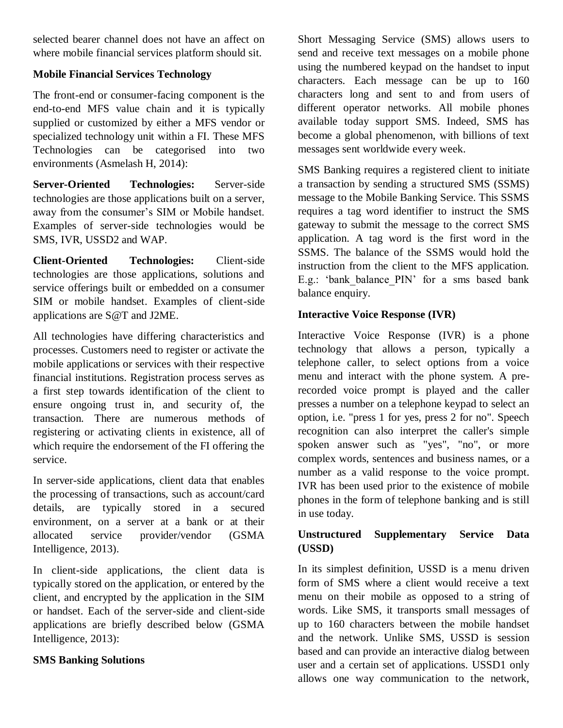selected bearer channel does not have an affect on where mobile financial services platform should sit.

### Mobile Financial Services Technology

The front-end or consumer-facing component is the end-to-end MFS value chain and it is typically supplied or customized by either a MFS vendor or specialized technology unit within a FI. These MFS Technologies can be categorised into two environments (Asmelash H, 2014):

**Server-Oriented Technologies:** Server-side technologies are those applications built on a server, away from the consumer's SIM or Mobile handset. Examples of server-side technologies would be SMS, IVR, USSD2 and WAP.

**Client-Oriented Technologies:** Client-side technologies are those applications, solutions and service offerings built or embedded on a consumer SIM or mobile handset. Examples of client-side applications are S@T and J2ME.

All technologies have differing characteristics and processes. Customers need to register or activate the mobile applications or services with their respective financial institutions. Registration process serves as a first step towards identification of the client to ensure ongoing trust in, and security of, the transaction. There are numerous methods of registering or activating clients in existence, all of which require the endorsement of the FI offering the service.

In server-side applications, client data that enables the processing of transactions, such as account/card details, are typically stored in a secured environment, on a server at a bank or at their allocated service provider/vendor (GSMA Intelligence, 2013).

In client-side applications, the client data is typically stored on the application, or entered by the client, and encrypted by the application in the SIM or handset. Each of the server-side and client-side applications are briefly described below (GSMA Intelligence, 2013):

### SMS Banking Solutions

Short Messaging Service (SMS) allows users to send and receive text messages on a mobile phone using the numbered keypad on the handset to input characters. Each message can be up to 160 characters long and sent to and from users of different operator networks. All mobile phones available today support SMS. Indeed, SMS has become a global phenomenon, with billions of text messages sent worldwide every week.

SMS Banking requires a registered client to initiate a transaction by sending a structured SMS (SSMS) message to the Mobile Banking Service. This SSMS requires a tag word identifier to instruct the SMS gateway to submit the message to the correct SMS application. A tag word is the first word in the SSMS. The balance of the SSMS would hold the instruction from the client to the MFS application. E.g.: 'bank_balance_PIN' for a sms based bank balance enquiry.

### Interactive Voice Response (IVR)

Interactive Voice Response (IVR) is a phone technology that allows a person, typically a telephone caller, to select options from a voice menu and interact with the phone system. A pre-recorded voice prompt is played and the caller presses a number on a telephone keypad to select an option, i.e. "press 1 for yes, press 2 for no". Speech recognition can also interpret the caller's simple spoken answer such as "yes", "no", or more complex words, sentences and business names, or a number as a valid response to the voice prompt. IVR has been used prior to the existence of mobile phones in the form of telephone banking and is still in use today.

### Unstructured Supplementary Service Data (USSD)

In its simplest definition, USSD is a menu driven form of SMS where a client would receive a text menu on their mobile as opposed to a string of words. Like SMS, it transports small messages of up to 160 characters between the mobile handset and the network. Unlike SMS, USSD is session based and can provide an interactive dialog between user and a certain set of applications. USSD1 only allows one way communication to the network,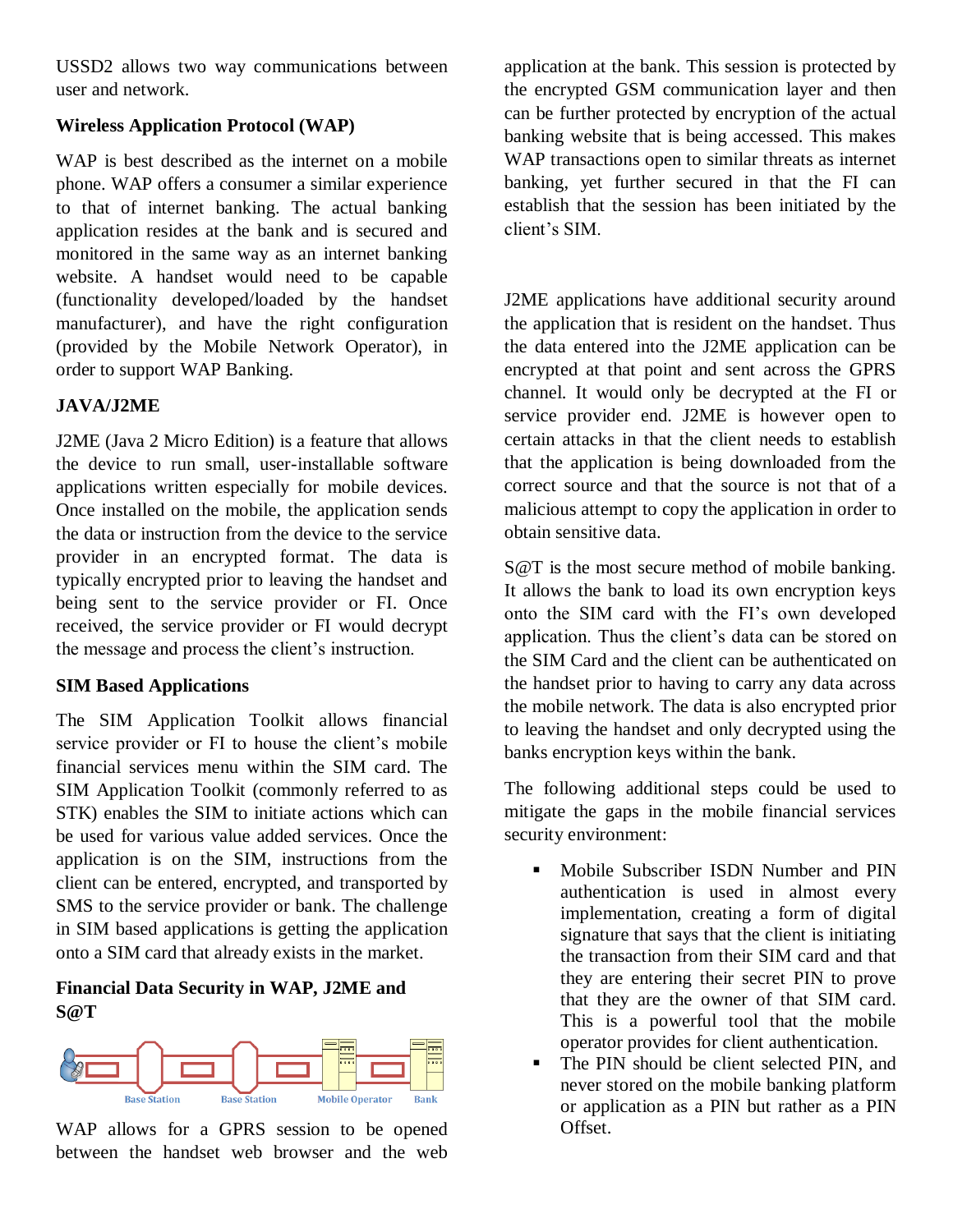USSD2 allows two way communications between user and network.

### Wireless Application Protocol (WAP)

WAP is best described as the internet on a mobile phone. WAP offers a consumer a similar experience to that of internet banking. The actual banking application resides at the bank and is secured and monitored in the same way as an internet banking website. A handset would need to be capable (functionality developed/loaded by the handset manufacturer), and have the right configuration (provided by the Mobile Network Operator), in order to support WAP Banking.

### JAVA/J2ME

J2ME (Java 2 Micro Edition) is a feature that allows the device to run small, user-installable software applications written especially for mobile devices. Once installed on the mobile, the application sends the data or instruction from the device to the service provider in an encrypted format. The data is typically encrypted prior to leaving the handset and being sent to the service provider or FI. Once received, the service provider or FI would decrypt the message and process the client's instruction.

### SIM Based Applications

The SIM Application Toolkit allows financial service provider or FI to house the client's mobile financial services menu within the SIM card. The SIM Application Toolkit (commonly referred to as STK) enables the SIM to initiate actions which can be used for various value added services. Once the application is on the SIM, instructions from the client can be entered, encrypted, and transported by SMS to the service provider or bank. The challenge in SIM based applications is getting the application onto a SIM card that already exists in the market.

### Financial Data Security in WAP, J2ME and S@T

Base Station   Base Station   Mobile Operator   Bank

WAP allows for a GPRS session to be opened between the handset web browser and the web application at the bank. This session is protected by the encrypted GSM communication layer and then can be further protected by encryption of the actual banking website that is being accessed. This makes WAP transactions open to similar threats as internet banking, yet further secured in that the FI can establish that the session has been initiated by the client's SIM.

J2ME applications have additional security around the application that is resident on the handset. Thus the data entered into the J2ME application can be encrypted at that point and sent across the GPRS channel. It would only be decrypted at the FI or service provider end. J2ME is however open to certain attacks in that the client needs to establish that the application is being downloaded from the correct source and that the source is not that of a malicious attempt to copy the application in order to obtain sensitive data.

S@T is the most secure method of mobile banking. It allows the bank to load its own encryption keys onto the SIM card with the FI's own developed application. Thus the client's data can be stored on the SIM Card and the client can be authenticated on the handset prior to having to carry any data across the mobile network. The data is also encrypted prior to leaving the handset and only decrypted using the banks encryption keys within the bank.

The following additional steps could be used to mitigate the gaps in the mobile financial services security environment:

- Mobile Subscriber ISDN Number and PIN authentication is used in almost every implementation, creating a form of digital signature that says that the client is initiating the transaction from their SIM card and that they are entering their secret PIN to prove that they are the owner of that SIM card. This is a powerful tool that the mobile operator provides for client authentication.
- The PIN should be client selected PIN, and never stored on the mobile banking platform or application as a PIN but rather as a PIN Offset.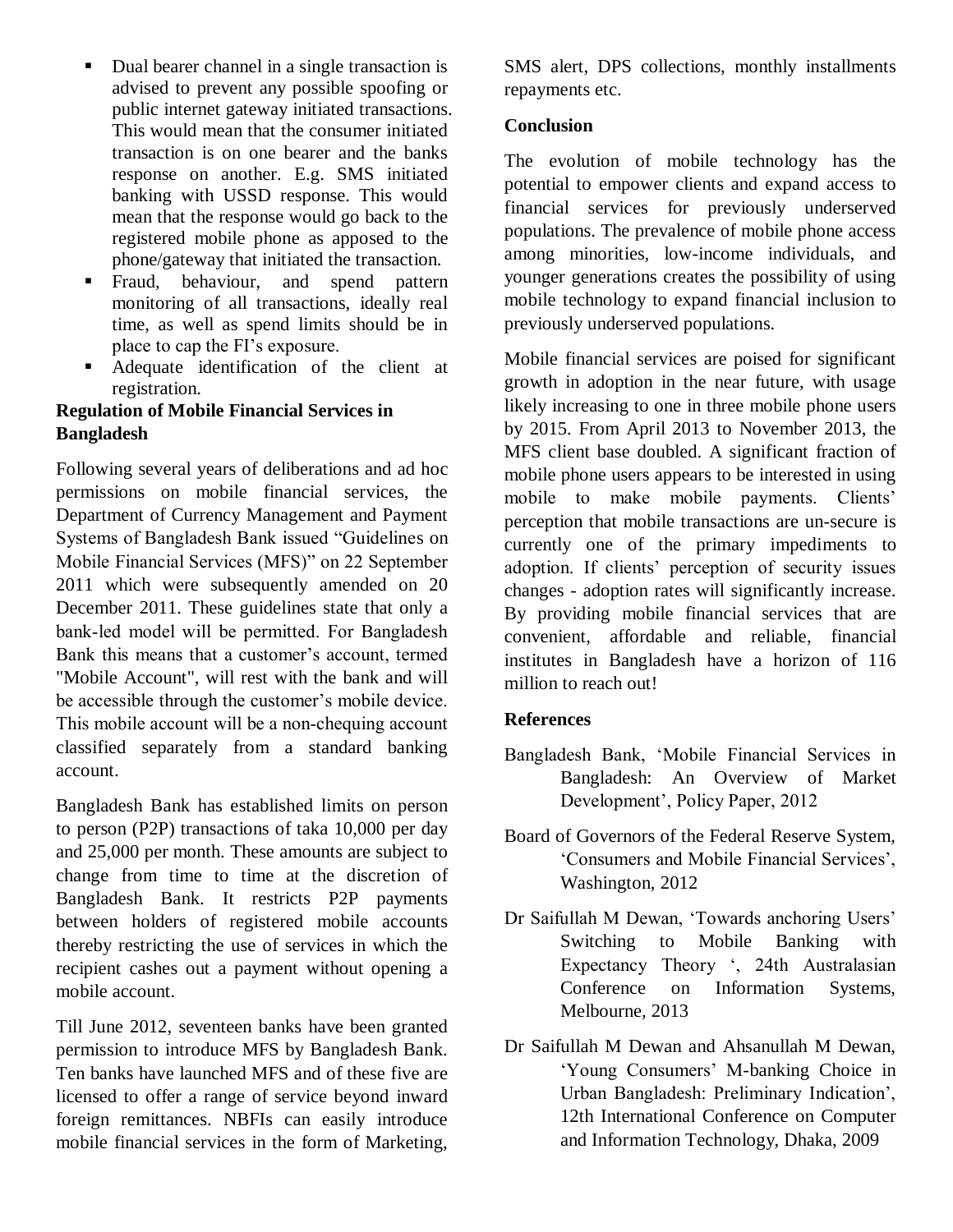- Dual bearer channel in a single transaction is advised to prevent any possible spoofing or public internet gateway initiated transactions. This would mean that the consumer initiated transaction is on one bearer and the banks response on another. E.g. SMS initiated banking with USSD response. This would mean that the response would go back to the registered mobile phone as apposed to the phone/gateway that initiated the transaction.
- Fraud, behaviour, and spend pattern monitoring of all transactions, ideally real time, as well as spend limits should be in place to cap the FI's exposure.
- Adequate identification of the client at registration.

## Regulation of Mobile Financial Services in Bangladesh

Following several years of deliberations and ad hoc permissions on mobile financial services, the Department of Currency Management and Payment Systems of Bangladesh Bank issued "Guidelines on Mobile Financial Services (MFS)" on 22 September 2011 which were subsequently amended on 20 December 2011. These guidelines state that only a bank-led model will be permitted. For Bangladesh Bank this means that a customer's account, termed "Mobile Account", will rest with the bank and will be accessible through the customer's mobile device. This mobile account will be a non-chequing account classified separately from a standard banking account.

Bangladesh Bank has established limits on person to person (P2P) transactions of taka 10,000 per day and 25,000 per month. These amounts are subject to change from time to time at the discretion of Bangladesh Bank. It restricts P2P payments between holders of registered mobile accounts thereby restricting the use of services in which the recipient cashes out a payment without opening a mobile account.

Till June 2012, seventeen banks have been granted permission to introduce MFS by Bangladesh Bank. Ten banks have launched MFS and of these five are licensed to offer a range of service beyond inward foreign remittances. NBFIs can easily introduce mobile financial services in the form of Marketing, SMS alert, DPS collections, monthly installments repayments etc.

## Conclusion

The evolution of mobile technology has the potential to empower clients and expand access to financial services for previously underserved populations. The prevalence of mobile phone access among minorities, low-income individuals, and younger generations creates the possibility of using mobile technology to expand financial inclusion to previously underserved populations.

Mobile financial services are poised for significant growth in adoption in the near future, with usage likely increasing to one in three mobile phone users by 2015. From April 2013 to November 2013, the MFS client base doubled. A significant fraction of mobile phone users appears to be interested in using mobile to make mobile payments. Clients' perception that mobile transactions are un-secure is currently one of the primary impediments to adoption. If clients' perception of security issues changes - adoption rates will significantly increase. By providing mobile financial services that are convenient, affordable and reliable, financial institutes in Bangladesh have a horizon of 116 million to reach out!

## References

Bangladesh Bank, 'Mobile Financial Services in Bangladesh: An Overview of Market Development', Policy Paper, 2012

Board of Governors of the Federal Reserve System, 'Consumers and Mobile Financial Services', Washington, 2012

Dr Saifullah M Dewan, 'Towards anchoring Users' Switching to Mobile Banking with Expectancy Theory ', 24th Australasian Conference on Information Systems, Melbourne, 2013

Dr Saifullah M Dewan and Ahsanullah M Dewan, 'Young Consumers' M-banking Choice in Urban Bangladesh: Preliminary Indication', 12th International Conference on Computer and Information Technology, Dhaka, 2009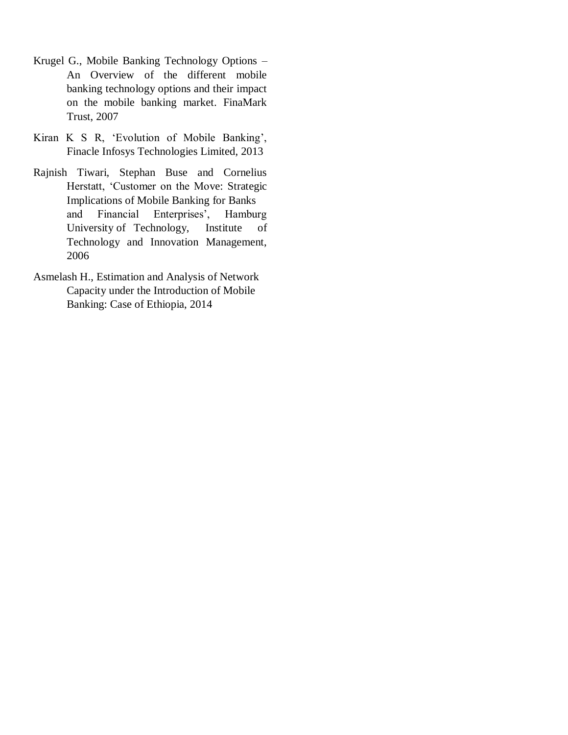Krugel G., Mobile Banking Technology Options – An Overview of the different mobile banking technology options and their impact on the mobile banking market. FinaMark Trust, 2007

Kiran K S R, 'Evolution of Mobile Banking', Finacle Infosys Technologies Limited, 2013

Rajnish Tiwari, Stephan Buse and Cornelius Herstatt, 'Customer on the Move: Strategic Implications of Mobile Banking for Banks and Financial Enterprises', Hamburg University of Technology, Institute of Technology and Innovation Management, 2006

Asmelash H., Estimation and Analysis of Network Capacity under the Introduction of Mobile Banking: Case of Ethiopia, 2014